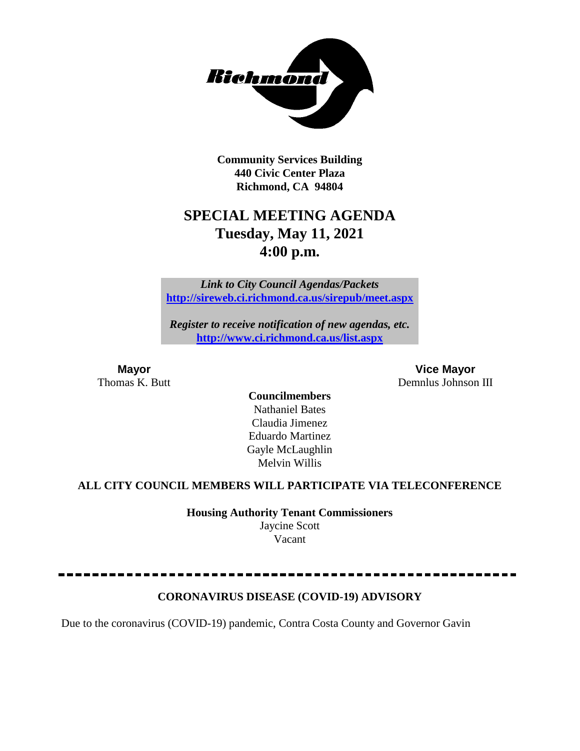**Community Services Building**
**440 Civic Center Plaza**
**Richmond, CA 94804**

# SPECIAL MEETING AGENDA
## Tuesday, May 11, 2021
## 4:00 p.m.

*Link to City Council Agendas/Packets*
**http://sireweb.ci.richmond.ca.us/sirepub/meet.aspx**

*Register to receive notification of new agendas, etc.*
**http://www.ci.richmond.ca.us/list.aspx**

**Mayor**
Thomas K. Butt

**Vice Mayor**
Demnlus Johnson III

**Councilmembers**
Nathaniel Bates
Claudia Jimenez
Eduardo Martinez
Gayle McLaughlin
Melvin Willis

**ALL CITY COUNCIL MEMBERS WILL PARTICIPATE VIA TELECONFERENCE**

**Housing Authority Tenant Commissioners**
Jaycine Scott
Vacant

---

**CORONAVIRUS DISEASE (COVID-19) ADVISORY**

Due to the coronavirus (COVID-19) pandemic, Contra Costa County and Governor Gavin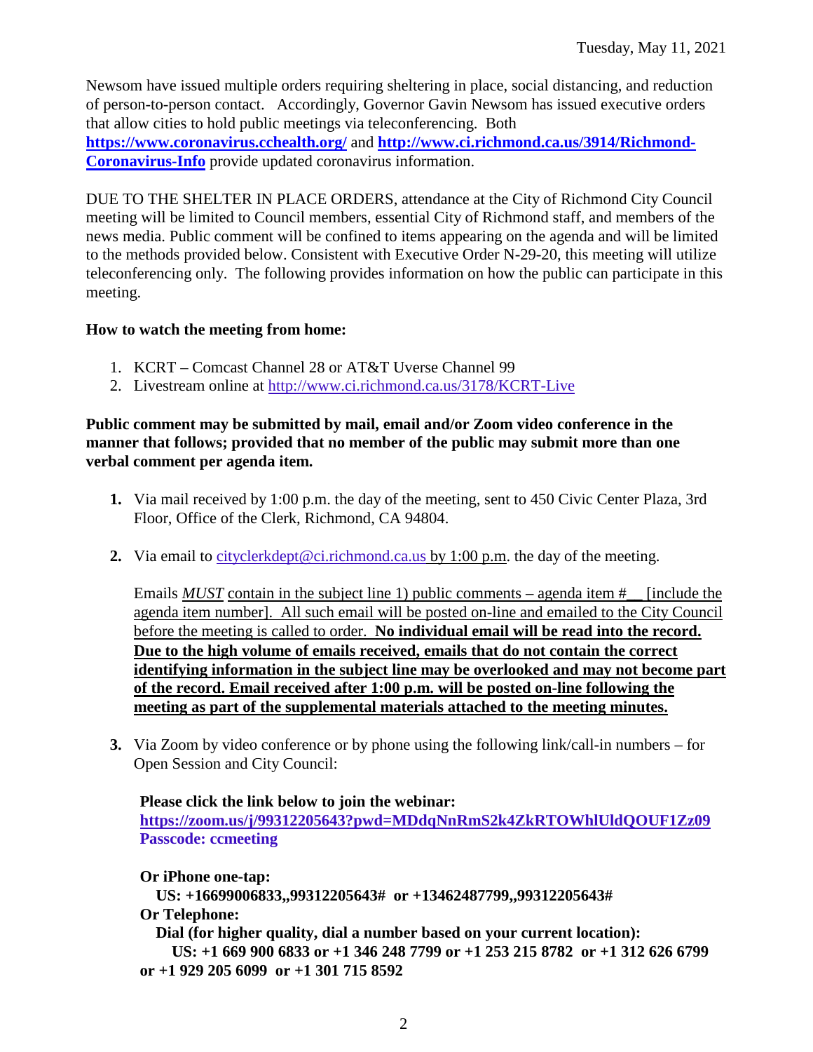Newsom have issued multiple orders requiring sheltering in place, social distancing, and reduction of person-to-person contact. Accordingly, Governor Gavin Newsom has issued executive orders that allow cities to hold public meetings via teleconferencing. Both **https://www.coronavirus.cchealth.org/** and **http://www.ci.richmond.ca.us/3914/Richmond-Coronavirus-Info** provide updated coronavirus information.

DUE TO THE SHELTER IN PLACE ORDERS, attendance at the City of Richmond City Council meeting will be limited to Council members, essential City of Richmond staff, and members of the news media. Public comment will be confined to items appearing on the agenda and will be limited to the methods provided below. Consistent with Executive Order N-29-20, this meeting will utilize teleconferencing only. The following provides information on how the public can participate in this meeting.

**How to watch the meeting from home:**

1. KCRT – Comcast Channel 28 or AT&T Uverse Channel 99
2. Livestream online at http://www.ci.richmond.ca.us/3178/KCRT-Live

**Public comment may be submitted by mail, email and/or Zoom video conference in the manner that follows; provided that no member of the public may submit more than one verbal comment per agenda item.**

1. Via mail received by 1:00 p.m. the day of the meeting, sent to 450 Civic Center Plaza, 3rd Floor, Office of the Clerk, Richmond, CA 94804.

2. Via email to cityclerkdept@ci.richmond.ca.us by 1:00 p.m. the day of the meeting.

   Emails *MUST* contain in the subject line 1) public comments – agenda item #__ [include the agenda item number]. All such email will be posted on-line and emailed to the City Council before the meeting is called to order. **No individual email will be read into the record. Due to the high volume of emails received, emails that do not contain the correct identifying information in the subject line may be overlooked and may not become part of the record. Email received after 1:00 p.m. will be posted on-line following the meeting as part of the supplemental materials attached to the meeting minutes.**

3. Via Zoom by video conference or by phone using the following link/call-in numbers – for Open Session and City Council:

   **Please click the link below to join the webinar:**
   **https://zoom.us/j/99312205643?pwd=MDdqNnRmS2k4ZkRTOWhlUldQOUF1Zz09**
   **Passcode: ccmeeting**

   **Or iPhone one-tap:**
   **US: +16699006833,,99312205643# or +13462487799,,99312205643#**
   **Or Telephone:**
   **Dial (for higher quality, dial a number based on your current location):**
   **US: +1 669 900 6833 or +1 346 248 7799 or +1 253 215 8782 or +1 312 626 6799 or +1 929 205 6099 or +1 301 715 8592**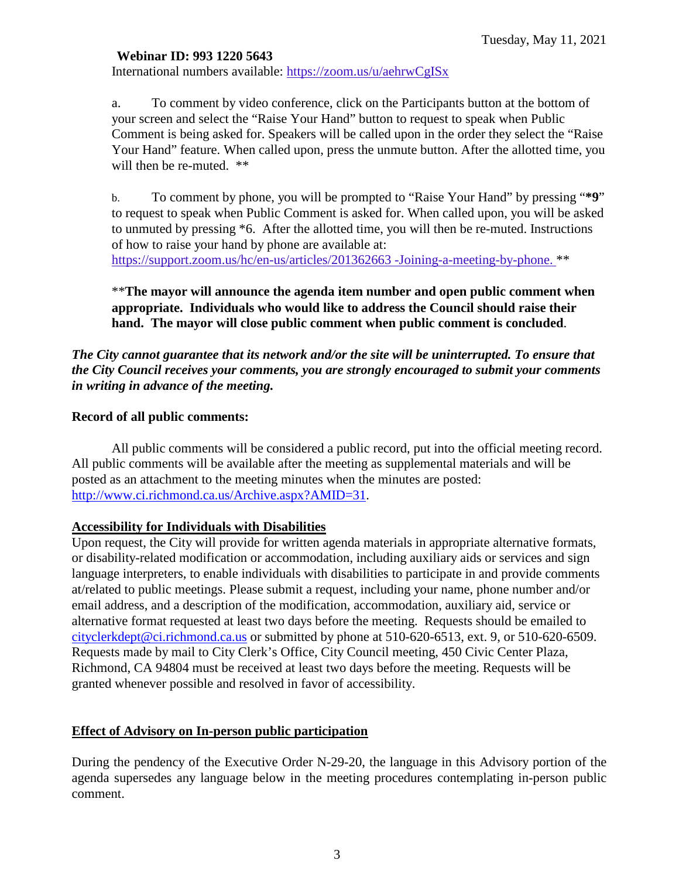**Webinar ID: 993 1220 5643**
International numbers available: https://zoom.us/u/aehrwCgISx

a. To comment by video conference, click on the Participants button at the bottom of your screen and select the "Raise Your Hand" button to request to speak when Public Comment is being asked for. Speakers will be called upon in the order they select the "Raise Your Hand" feature. When called upon, press the unmute button. After the allotted time, you will then be re-muted. **

b. To comment by phone, you will be prompted to "Raise Your Hand" by pressing "***9**" to request to speak when Public Comment is asked for. When called upon, you will be asked to unmuted by pressing *6. After the allotted time, you will then be re-muted. Instructions of how to raise your hand by phone are available at: https://support.zoom.us/hc/en-us/articles/201362663 -Joining-a-meeting-by-phone. **

****The mayor will announce the agenda item number and open public comment when appropriate. Individuals who would like to address the Council should raise their hand. The mayor will close public comment when public comment is concluded**.

***The City cannot guarantee that its network and/or the site will be uninterrupted. To ensure that the City Council receives your comments, you are strongly encouraged to submit your comments in writing in advance of the meeting.***

**Record of all public comments:**

All public comments will be considered a public record, put into the official meeting record. All public comments will be available after the meeting as supplemental materials and will be posted as an attachment to the meeting minutes when the minutes are posted: http://www.ci.richmond.ca.us/Archive.aspx?AMID=31.

**Accessibility for Individuals with Disabilities**

Upon request, the City will provide for written agenda materials in appropriate alternative formats, or disability-related modification or accommodation, including auxiliary aids or services and sign language interpreters, to enable individuals with disabilities to participate in and provide comments at/related to public meetings. Please submit a request, including your name, phone number and/or email address, and a description of the modification, accommodation, auxiliary aid, service or alternative format requested at least two days before the meeting. Requests should be emailed to cityclerkdept@ci.richmond.ca.us or submitted by phone at 510-620-6513, ext. 9, or 510-620-6509. Requests made by mail to City Clerk's Office, City Council meeting, 450 Civic Center Plaza, Richmond, CA 94804 must be received at least two days before the meeting. Requests will be granted whenever possible and resolved in favor of accessibility.

**Effect of Advisory on In-person public participation**

During the pendency of the Executive Order N-29-20, the language in this Advisory portion of the agenda supersedes any language below in the meeting procedures contemplating in-person public comment.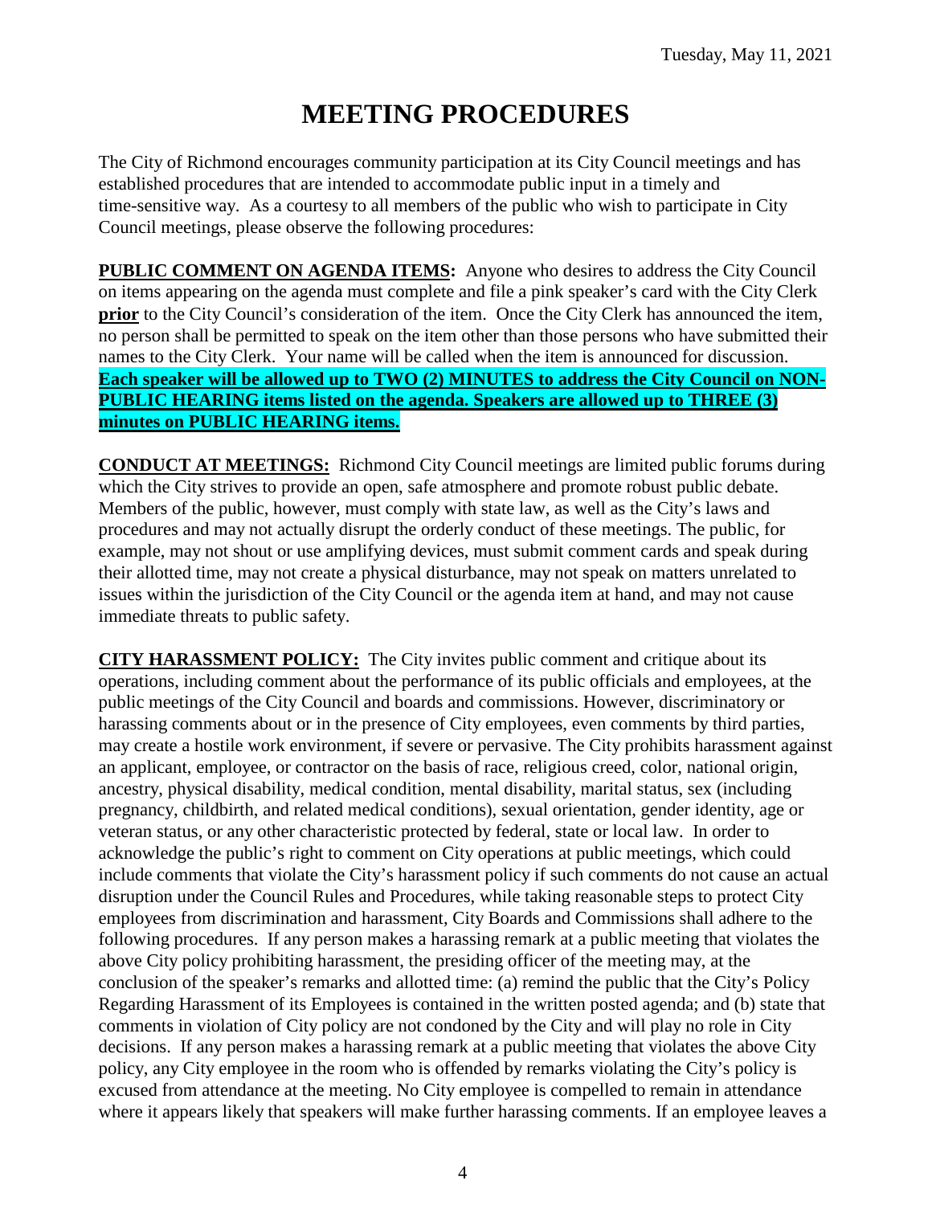# MEETING PROCEDURES

The City of Richmond encourages community participation at its City Council meetings and has established procedures that are intended to accommodate public input in a timely and time-sensitive way. As a courtesy to all members of the public who wish to participate in City Council meetings, please observe the following procedures:

**PUBLIC COMMENT ON AGENDA ITEMS:** Anyone who desires to address the City Council on items appearing on the agenda must complete and file a pink speaker's card with the City Clerk **prior** to the City Council's consideration of the item. Once the City Clerk has announced the item, no person shall be permitted to speak on the item other than those persons who have submitted their names to the City Clerk. Your name will be called when the item is announced for discussion. **Each speaker will be allowed up to TWO (2) MINUTES to address the City Council on NON-PUBLIC HEARING items listed on the agenda. Speakers are allowed up to THREE (3) minutes on PUBLIC HEARING items.**

**CONDUCT AT MEETINGS:** Richmond City Council meetings are limited public forums during which the City strives to provide an open, safe atmosphere and promote robust public debate. Members of the public, however, must comply with state law, as well as the City's laws and procedures and may not actually disrupt the orderly conduct of these meetings. The public, for example, may not shout or use amplifying devices, must submit comment cards and speak during their allotted time, may not create a physical disturbance, may not speak on matters unrelated to issues within the jurisdiction of the City Council or the agenda item at hand, and may not cause immediate threats to public safety.

**CITY HARASSMENT POLICY:** The City invites public comment and critique about its operations, including comment about the performance of its public officials and employees, at the public meetings of the City Council and boards and commissions. However, discriminatory or harassing comments about or in the presence of City employees, even comments by third parties, may create a hostile work environment, if severe or pervasive. The City prohibits harassment against an applicant, employee, or contractor on the basis of race, religious creed, color, national origin, ancestry, physical disability, medical condition, mental disability, marital status, sex (including pregnancy, childbirth, and related medical conditions), sexual orientation, gender identity, age or veteran status, or any other characteristic protected by federal, state or local law. In order to acknowledge the public's right to comment on City operations at public meetings, which could include comments that violate the City's harassment policy if such comments do not cause an actual disruption under the Council Rules and Procedures, while taking reasonable steps to protect City employees from discrimination and harassment, City Boards and Commissions shall adhere to the following procedures. If any person makes a harassing remark at a public meeting that violates the above City policy prohibiting harassment, the presiding officer of the meeting may, at the conclusion of the speaker's remarks and allotted time: (a) remind the public that the City's Policy Regarding Harassment of its Employees is contained in the written posted agenda; and (b) state that comments in violation of City policy are not condoned by the City and will play no role in City decisions. If any person makes a harassing remark at a public meeting that violates the above City policy, any City employee in the room who is offended by remarks violating the City's policy is excused from attendance at the meeting. No City employee is compelled to remain in attendance where it appears likely that speakers will make further harassing comments. If an employee leaves a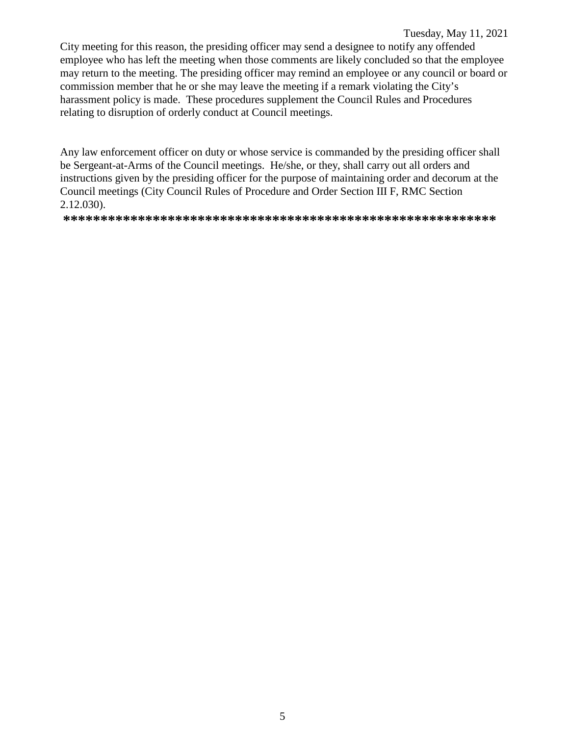City meeting for this reason, the presiding officer may send a designee to notify any offended employee who has left the meeting when those comments are likely concluded so that the employee may return to the meeting. The presiding officer may remind an employee or any council or board or commission member that he or she may leave the meeting if a remark violating the City's harassment policy is made. These procedures supplement the Council Rules and Procedures relating to disruption of orderly conduct at Council meetings.

Any law enforcement officer on duty or whose service is commanded by the presiding officer shall be Sergeant-at-Arms of the Council meetings. He/she, or they, shall carry out all orders and instructions given by the presiding officer for the purpose of maintaining order and decorum at the Council meetings (City Council Rules of Procedure and Order Section III F, RMC Section 2.12.030).

**************************************************************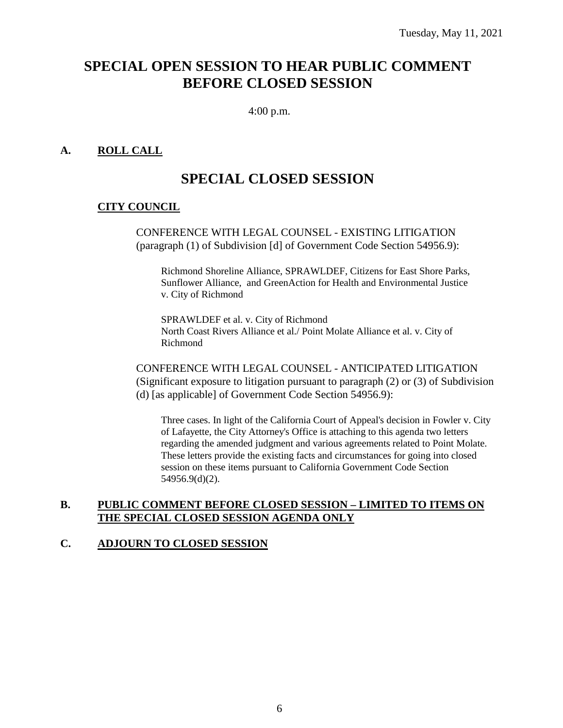Tuesday, May 11, 2021

# SPECIAL OPEN SESSION TO HEAR PUBLIC COMMENT BEFORE CLOSED SESSION

4:00 p.m.

## A. ROLL CALL

# SPECIAL CLOSED SESSION

**CITY COUNCIL**

CONFERENCE WITH LEGAL COUNSEL - EXISTING LITIGATION (paragraph (1) of Subdivision [d] of Government Code Section 54956.9):

Richmond Shoreline Alliance, SPRAWLDEF, Citizens for East Shore Parks, Sunflower Alliance, and GreenAction for Health and Environmental Justice v. City of Richmond

SPRAWLDEF et al. v. City of Richmond
North Coast Rivers Alliance et al./ Point Molate Alliance et al. v. City of Richmond

CONFERENCE WITH LEGAL COUNSEL - ANTICIPATED LITIGATION (Significant exposure to litigation pursuant to paragraph (2) or (3) of Subdivision (d) [as applicable] of Government Code Section 54956.9):

Three cases. In light of the California Court of Appeal's decision in Fowler v. City of Lafayette, the City Attorney's Office is attaching to this agenda two letters regarding the amended judgment and various agreements related to Point Molate. These letters provide the existing facts and circumstances for going into closed session on these items pursuant to California Government Code Section 54956.9(d)(2).

## B. PUBLIC COMMENT BEFORE CLOSED SESSION – LIMITED TO ITEMS ON THE SPECIAL CLOSED SESSION AGENDA ONLY

## C. ADJOURN TO CLOSED SESSION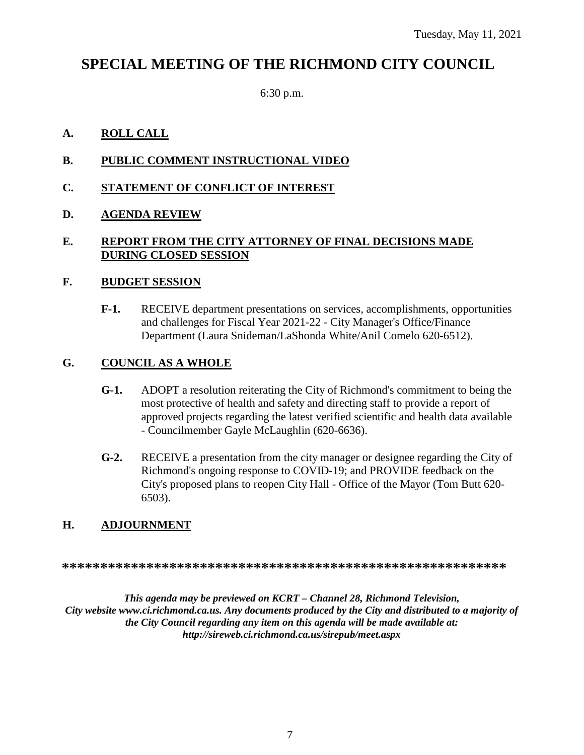Tuesday, May 11, 2021

# SPECIAL MEETING OF THE RICHMOND CITY COUNCIL

6:30 p.m.

**A. ROLL CALL**

**B. PUBLIC COMMENT INSTRUCTIONAL VIDEO**

**C. STATEMENT OF CONFLICT OF INTEREST**

**D. AGENDA REVIEW**

**E. REPORT FROM THE CITY ATTORNEY OF FINAL DECISIONS MADE DURING CLOSED SESSION**

**F. BUDGET SESSION**

**F-1.** RECEIVE department presentations on services, accomplishments, opportunities and challenges for Fiscal Year 2021-22 - City Manager's Office/Finance Department (Laura Snideman/LaShonda White/Anil Comelo 620-6512).

**G. COUNCIL AS A WHOLE**

**G-1.** ADOPT a resolution reiterating the City of Richmond's commitment to being the most protective of health and safety and directing staff to provide a report of approved projects regarding the latest verified scientific and health data available - Councilmember Gayle McLaughlin (620-6636).

**G-2.** RECEIVE a presentation from the city manager or designee regarding the City of Richmond's ongoing response to COVID-19; and PROVIDE feedback on the City's proposed plans to reopen City Hall - Office of the Mayor (Tom Butt 620-6503).

**H. ADJOURNMENT**

**********************************************************

***This agenda may be previewed on KCRT – Channel 28, Richmond Television, City website www.ci.richmond.ca.us. Any documents produced by the City and distributed to a majority of the City Council regarding any item on this agenda will be made available at: http://sireweb.ci.richmond.ca.us/sirepub/meet.aspx***